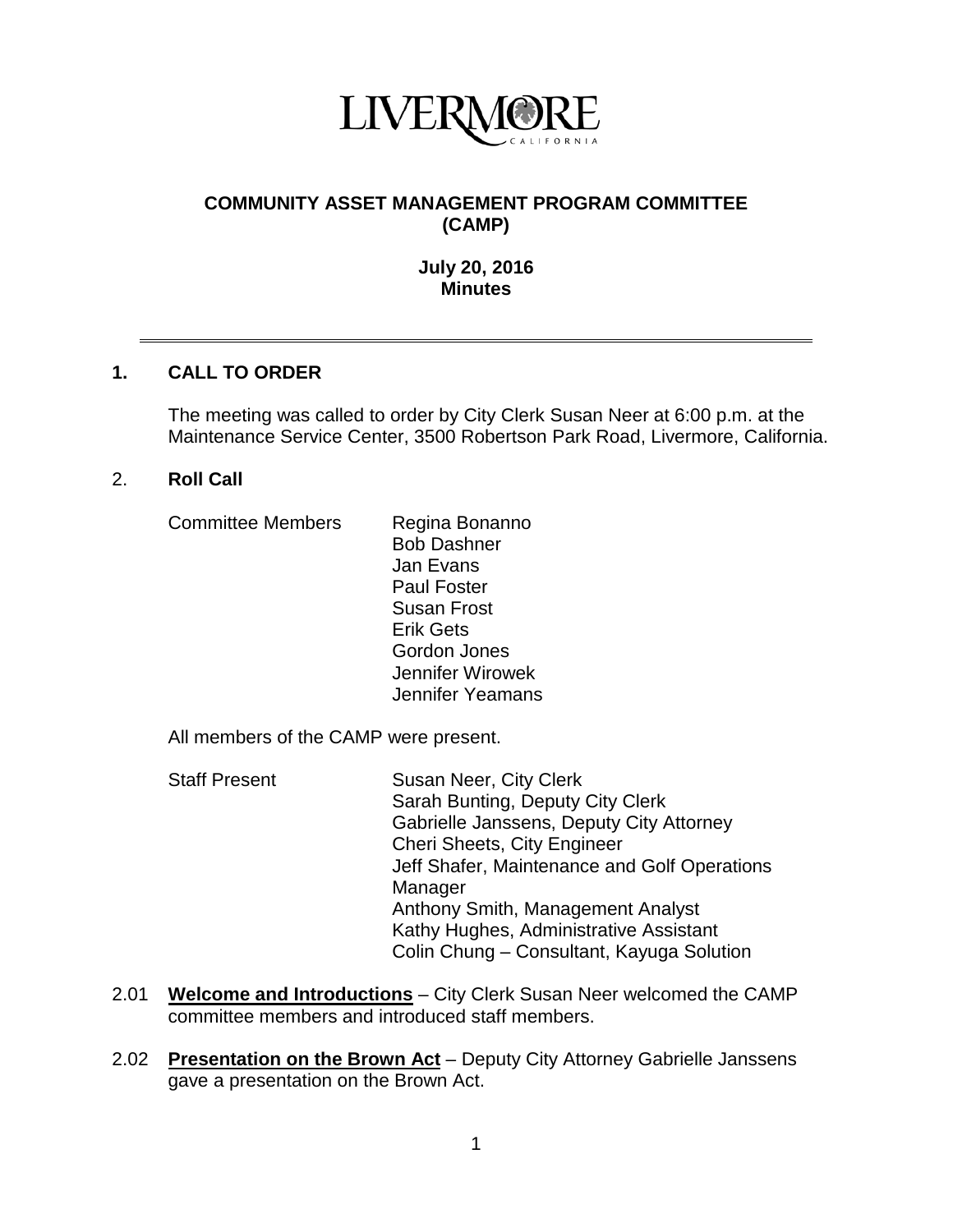LIVERMORE

CALIFORNIA

**COMMUNITY ASSET MANAGEMENT PROGRAM COMMITTEE (CAMP)**

**July 20, 2016**
**Minutes**

---

## 1. CALL TO ORDER

The meeting was called to order by City Clerk Susan Neer at 6:00 p.m. at the Maintenance Service Center, 3500 Robertson Park Road, Livermore, California.

## 2. Roll Call

| | |
|---|---|
| Committee Members | Regina Bonanno<br>Bob Dashner<br>Jan Evans<br>Paul Foster<br>Susan Frost<br>Erik Gets<br>Gordon Jones<br>Jennifer Wirowek<br>Jennifer Yeamans |

All members of the CAMP were present.

| | |
|---|---|
| Staff Present | Susan Neer, City Clerk<br>Sarah Bunting, Deputy City Clerk<br>Gabrielle Janssens, Deputy City Attorney<br>Cheri Sheets, City Engineer<br>Jeff Shafer, Maintenance and Golf Operations Manager<br>Anthony Smith, Management Analyst<br>Kathy Hughes, Administrative Assistant<br>Colin Chung – Consultant, Kayuga Solution |

2.01 **Welcome and Introductions** – City Clerk Susan Neer welcomed the CAMP committee members and introduced staff members.

2.02 **Presentation on the Brown Act** – Deputy City Attorney Gabrielle Janssens gave a presentation on the Brown Act.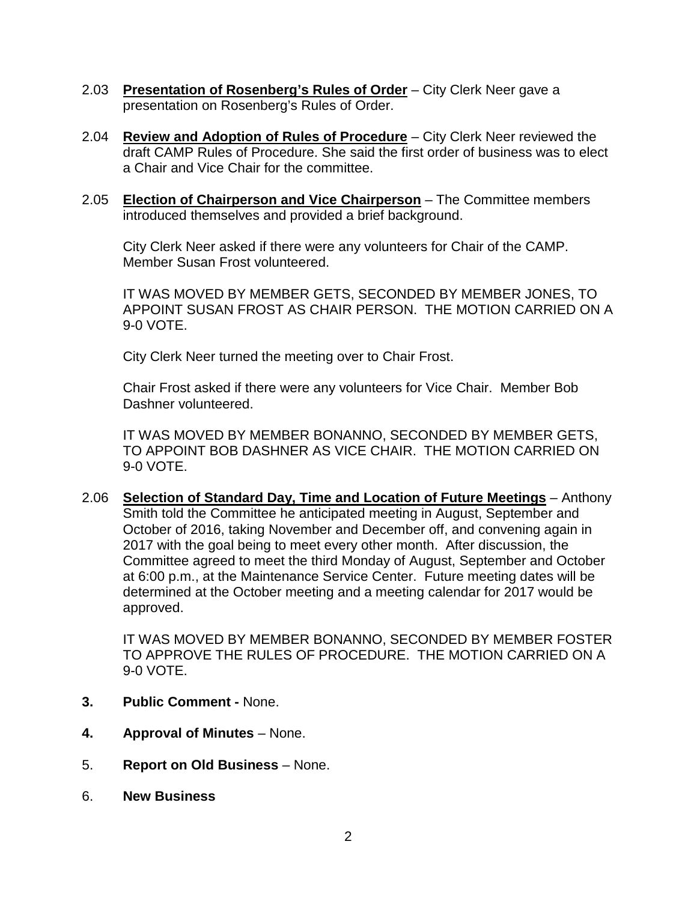2.03 **Presentation of Rosenberg's Rules of Order** – City Clerk Neer gave a presentation on Rosenberg's Rules of Order.

2.04 **Review and Adoption of Rules of Procedure** – City Clerk Neer reviewed the draft CAMP Rules of Procedure. She said the first order of business was to elect a Chair and Vice Chair for the committee.

2.05 **Election of Chairperson and Vice Chairperson** – The Committee members introduced themselves and provided a brief background.

City Clerk Neer asked if there were any volunteers for Chair of the CAMP. Member Susan Frost volunteered.

IT WAS MOVED BY MEMBER GETS, SECONDED BY MEMBER JONES, TO APPOINT SUSAN FROST AS CHAIR PERSON. THE MOTION CARRIED ON A 9-0 VOTE.

City Clerk Neer turned the meeting over to Chair Frost.

Chair Frost asked if there were any volunteers for Vice Chair. Member Bob Dashner volunteered.

IT WAS MOVED BY MEMBER BONANNO, SECONDED BY MEMBER GETS, TO APPOINT BOB DASHNER AS VICE CHAIR. THE MOTION CARRIED ON 9-0 VOTE.

2.06 **Selection of Standard Day, Time and Location of Future Meetings** – Anthony Smith told the Committee he anticipated meeting in August, September and October of 2016, taking November and December off, and convening again in 2017 with the goal being to meet every other month. After discussion, the Committee agreed to meet the third Monday of August, September and October at 6:00 p.m., at the Maintenance Service Center. Future meeting dates will be determined at the October meeting and a meeting calendar for 2017 would be approved.

IT WAS MOVED BY MEMBER BONANNO, SECONDED BY MEMBER FOSTER TO APPROVE THE RULES OF PROCEDURE. THE MOTION CARRIED ON A 9-0 VOTE.

**3. Public Comment -** None.

**4. Approval of Minutes** – None.

5. **Report on Old Business** – None.

6. **New Business**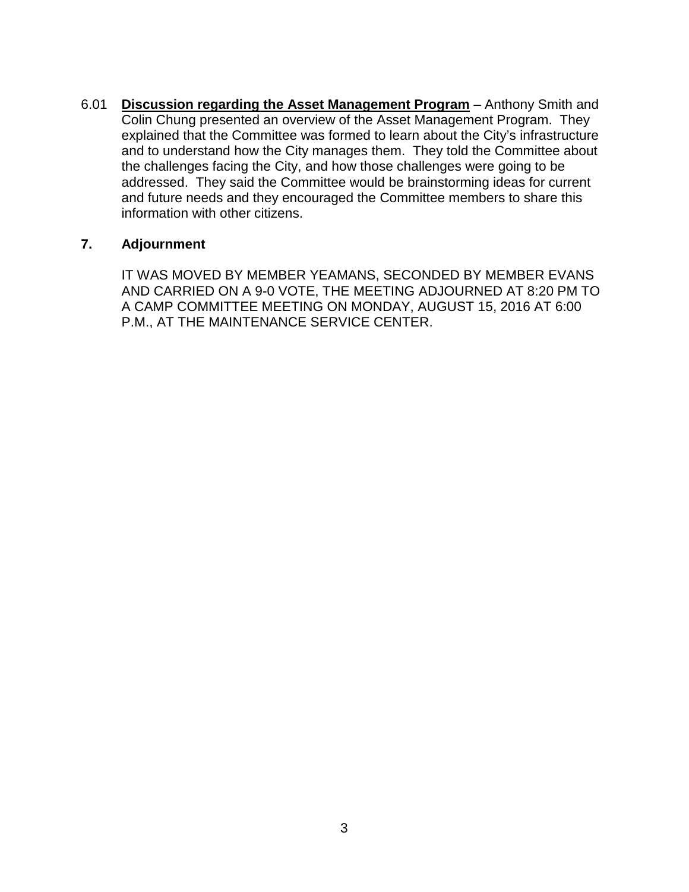6.01 **Discussion regarding the Asset Management Program** – Anthony Smith and Colin Chung presented an overview of the Asset Management Program. They explained that the Committee was formed to learn about the City's infrastructure and to understand how the City manages them. They told the Committee about the challenges facing the City, and how those challenges were going to be addressed. They said the Committee would be brainstorming ideas for current and future needs and they encouraged the Committee members to share this information with other citizens.

## 7. Adjournment

IT WAS MOVED BY MEMBER YEAMANS, SECONDED BY MEMBER EVANS AND CARRIED ON A 9-0 VOTE, THE MEETING ADJOURNED AT 8:20 PM TO A CAMP COMMITTEE MEETING ON MONDAY, AUGUST 15, 2016 AT 6:00 P.M., AT THE MAINTENANCE SERVICE CENTER.